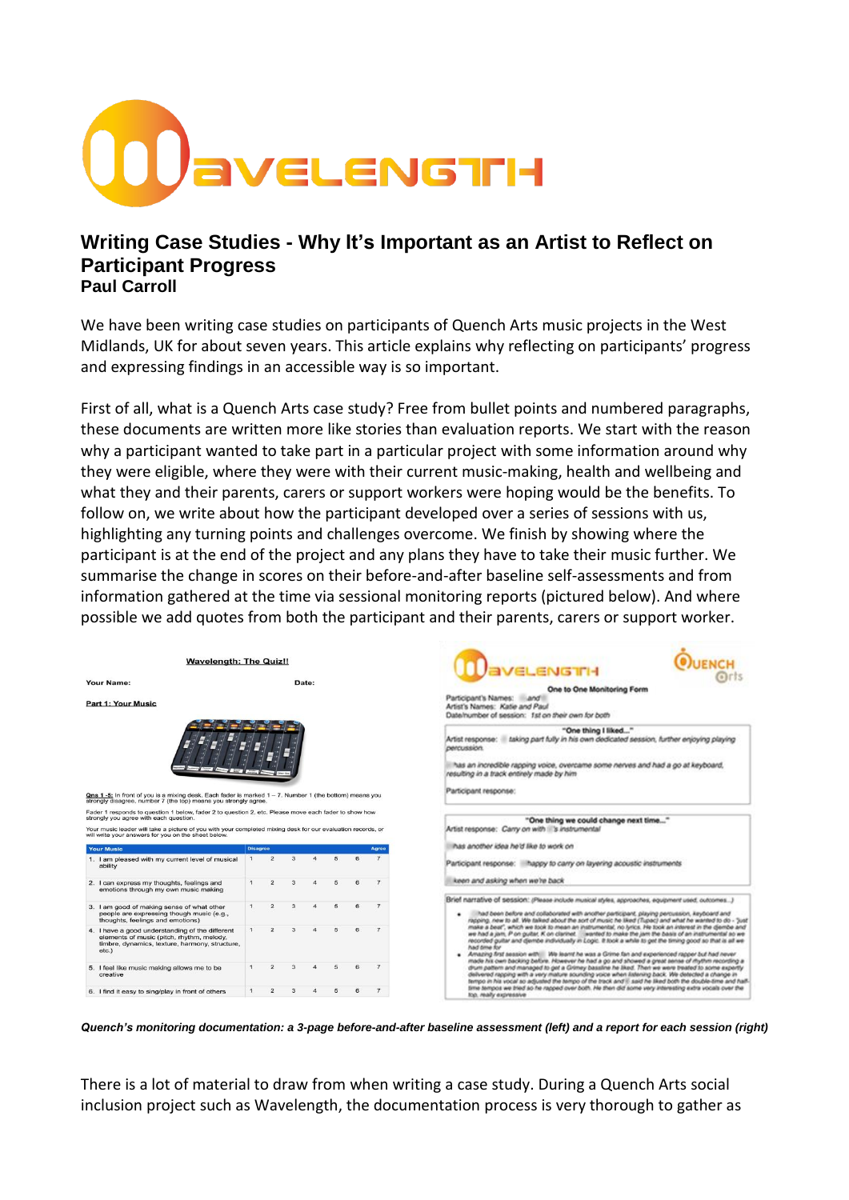# Writing Case Studies - Why It's Important as an Artist to Reflect on Participant Progress

**Paul Carroll**

We have been writing case studies on participants of Quench Arts music projects in the West Midlands, UK for about seven years. This article explains why reflecting on participants' progress and expressing findings in an accessible way is so important.

First of all, what is a Quench Arts case study? Free from bullet points and numbered paragraphs, these documents are written more like stories than evaluation reports. We start with the reason why a participant wanted to take part in a particular project with some information around why they were eligible, where they were with their current music-making, health and wellbeing and what they and their parents, carers or support workers were hoping would be the benefits. To follow on, we write about how the participant developed over a series of sessions with us, highlighting any turning points and challenges overcome. We finish by showing where the participant is at the end of the project and any plans they have to take their music further. We summarise the change in scores on their before-and-after baseline self-assessments and from information gathered at the time via sessional monitoring reports (pictured below). And where possible we add quotes from both the participant and their parents, carers or support worker.

*Quench's monitoring documentation: a 3-page before-and-after baseline assessment (left) and a report for each session (right)*

There is a lot of material to draw from when writing a case study. During a Quench Arts social inclusion project such as Wavelength, the documentation process is very thorough to gather as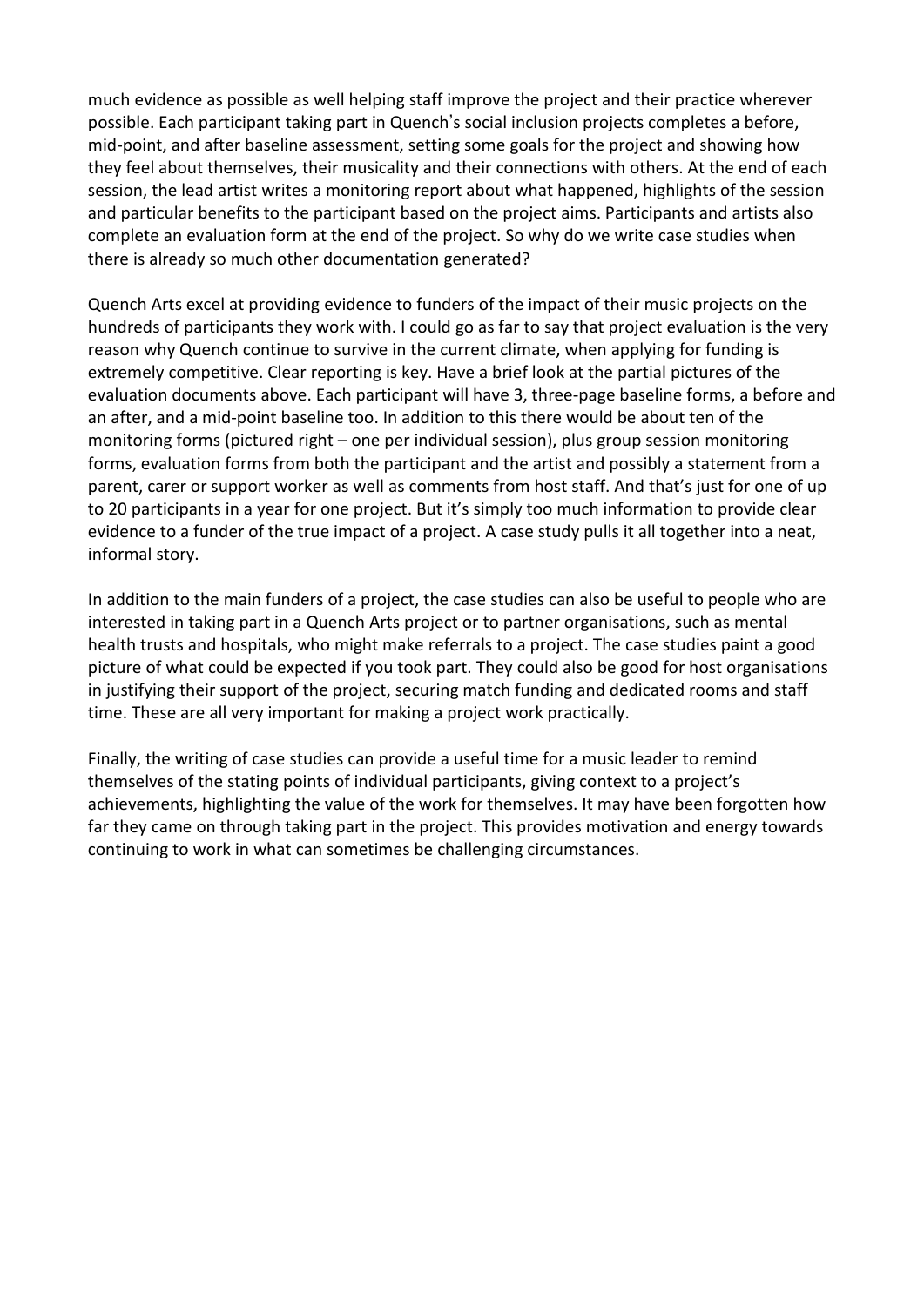much evidence as possible as well helping staff improve the project and their practice wherever possible. Each participant taking part in Quench's social inclusion projects completes a before, mid-point, and after baseline assessment, setting some goals for the project and showing how they feel about themselves, their musicality and their connections with others. At the end of each session, the lead artist writes a monitoring report about what happened, highlights of the session and particular benefits to the participant based on the project aims. Participants and artists also complete an evaluation form at the end of the project. So why do we write case studies when there is already so much other documentation generated?

Quench Arts excel at providing evidence to funders of the impact of their music projects on the hundreds of participants they work with. I could go as far to say that project evaluation is the very reason why Quench continue to survive in the current climate, when applying for funding is extremely competitive. Clear reporting is key. Have a brief look at the partial pictures of the evaluation documents above. Each participant will have 3, three-page baseline forms, a before and an after, and a mid-point baseline too. In addition to this there would be about ten of the monitoring forms (pictured right – one per individual session), plus group session monitoring forms, evaluation forms from both the participant and the artist and possibly a statement from a parent, carer or support worker as well as comments from host staff. And that's just for one of up to 20 participants in a year for one project. But it's simply too much information to provide clear evidence to a funder of the true impact of a project. A case study pulls it all together into a neat, informal story.

In addition to the main funders of a project, the case studies can also be useful to people who are interested in taking part in a Quench Arts project or to partner organisations, such as mental health trusts and hospitals, who might make referrals to a project. The case studies paint a good picture of what could be expected if you took part. They could also be good for host organisations in justifying their support of the project, securing match funding and dedicated rooms and staff time. These are all very important for making a project work practically.

Finally, the writing of case studies can provide a useful time for a music leader to remind themselves of the stating points of individual participants, giving context to a project's achievements, highlighting the value of the work for themselves. It may have been forgotten how far they came on through taking part in the project. This provides motivation and energy towards continuing to work in what can sometimes be challenging circumstances.